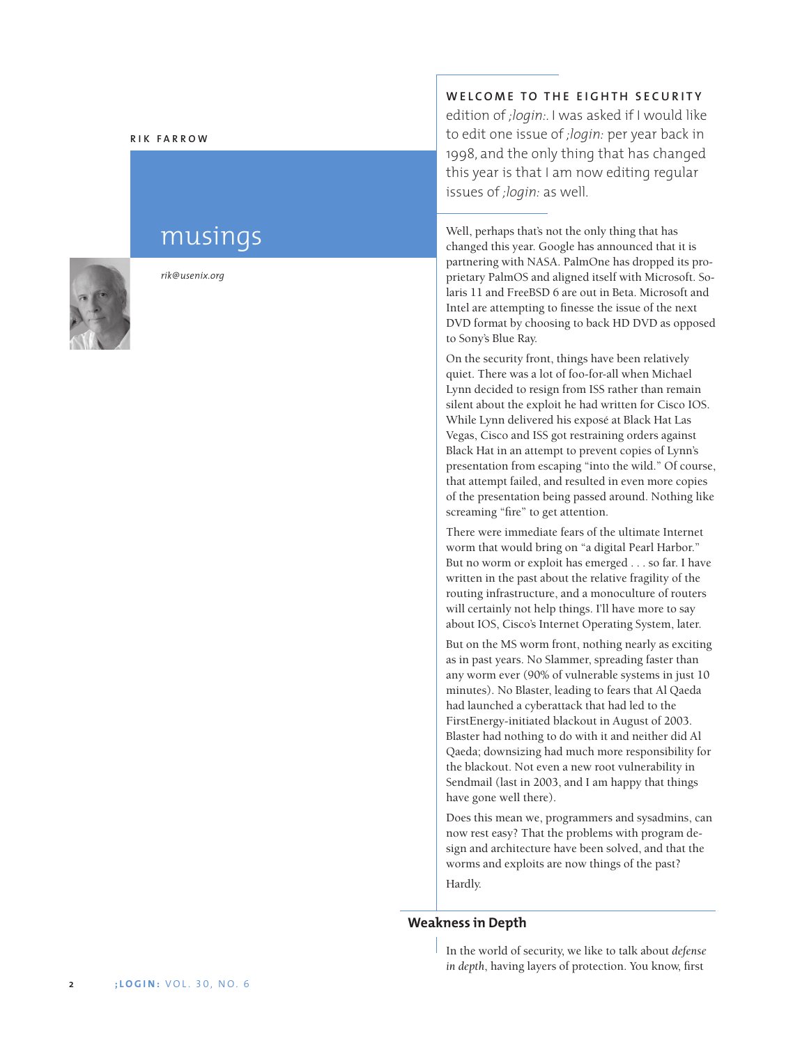RIK FARROW

# musings

*rik@usenix.org*

**WELCOME TO THE EIGHTH SECURITY** edition of *;login:*. I was asked if I would like to edit one issue of *;login:* per year back in 1998, and the only thing that has changed this year is that I am now editing regular issues of *;login:* as well.

Well, perhaps that's not the only thing that has changed this year. Google has announced that it is partnering with NASA. PalmOne has dropped its proprietary PalmOS and aligned itself with Microsoft. Solaris 11 and FreeBSD 6 are out in Beta. Microsoft and Intel are attempting to finesse the issue of the next DVD format by choosing to back HD DVD as opposed to Sony's Blue Ray.

On the security front, things have been relatively quiet. There was a lot of foo-for-all when Michael Lynn decided to resign from ISS rather than remain silent about the exploit he had written for Cisco IOS. While Lynn delivered his exposé at Black Hat Las Vegas, Cisco and ISS got restraining orders against Black Hat in an attempt to prevent copies of Lynn's presentation from escaping "into the wild." Of course, that attempt failed, and resulted in even more copies of the presentation being passed around. Nothing like screaming "fire" to get attention.

There were immediate fears of the ultimate Internet worm that would bring on "a digital Pearl Harbor." But no worm or exploit has emerged . . . so far. I have written in the past about the relative fragility of the routing infrastructure, and a monoculture of routers will certainly not help things. I'll have more to say about IOS, Cisco's Internet Operating System, later.

But on the MS worm front, nothing nearly as exciting as in past years. No Slammer, spreading faster than any worm ever (90% of vulnerable systems in just 10 minutes). No Blaster, leading to fears that Al Qaeda had launched a cyberattack that had led to the FirstEnergy-initiated blackout in August of 2003. Blaster had nothing to do with it and neither did Al Qaeda; downsizing had much more responsibility for the blackout. Not even a new root vulnerability in Sendmail (last in 2003, and I am happy that things have gone well there).

Does this mean we, programmers and sysadmins, can now rest easy? That the problems with program design and architecture have been solved, and that the worms and exploits are now things of the past?

Hardly.

## Weakness in Depth

In the world of security, we like to talk about *defense in depth*, having layers of protection. You know, first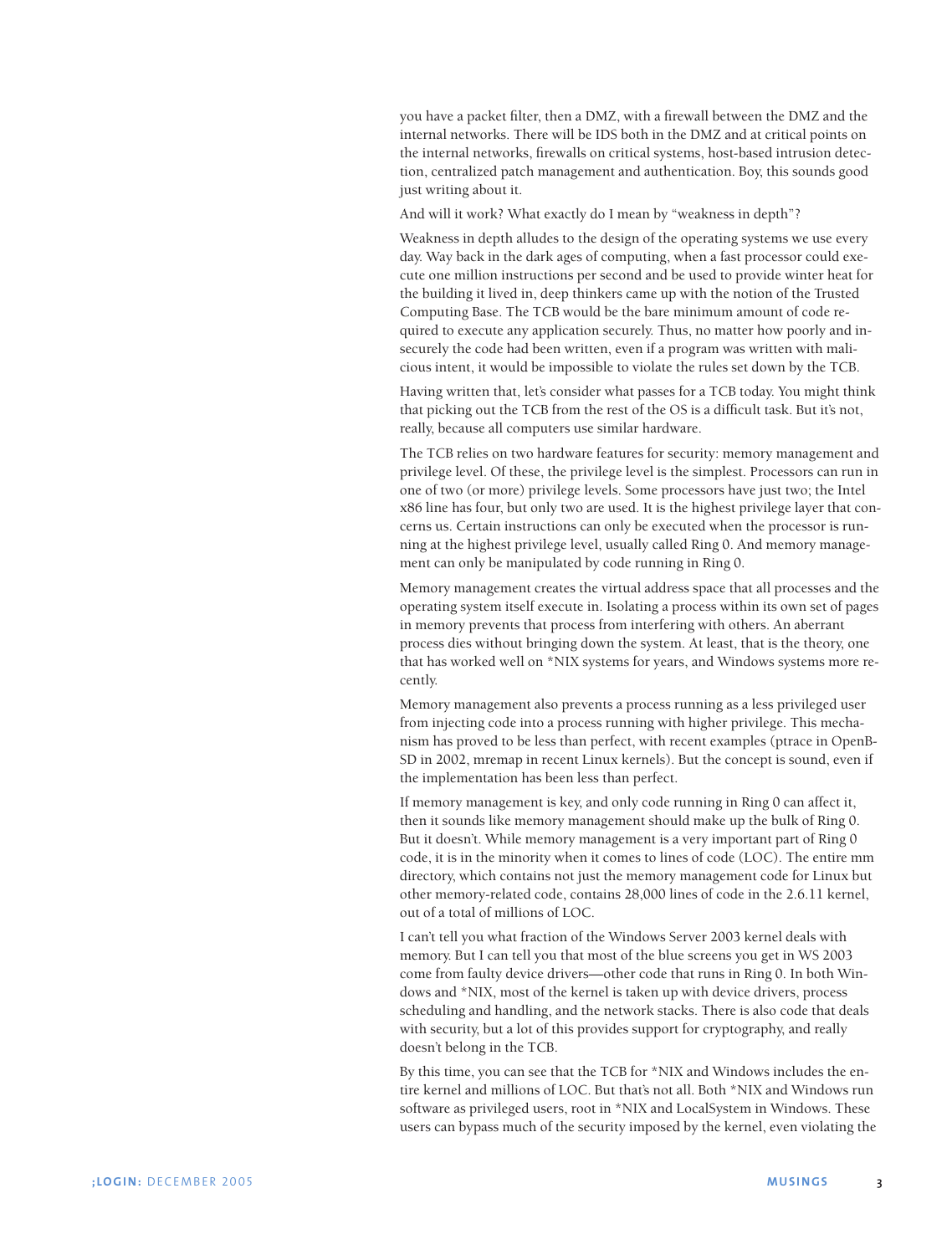you have a packet filter, then a DMZ, with a firewall between the DMZ and the internal networks. There will be IDS both in the DMZ and at critical points on the internal networks, firewalls on critical systems, host-based intrusion detection, centralized patch management and authentication. Boy, this sounds good just writing about it.

And will it work? What exactly do I mean by "weakness in depth"?

Weakness in depth alludes to the design of the operating systems we use every day. Way back in the dark ages of computing, when a fast processor could execute one million instructions per second and be used to provide winter heat for the building it lived in, deep thinkers came up with the notion of the Trusted Computing Base. The TCB would be the bare minimum amount of code required to execute any application securely. Thus, no matter how poorly and insecurely the code had been written, even if a program was written with malicious intent, it would be impossible to violate the rules set down by the TCB.

Having written that, let's consider what passes for a TCB today. You might think that picking out the TCB from the rest of the OS is a difficult task. But it's not, really, because all computers use similar hardware.

The TCB relies on two hardware features for security: memory management and privilege level. Of these, the privilege level is the simplest. Processors can run in one of two (or more) privilege levels. Some processors have just two; the Intel x86 line has four, but only two are used. It is the highest privilege layer that concerns us. Certain instructions can only be executed when the processor is running at the highest privilege level, usually called Ring 0. And memory management can only be manipulated by code running in Ring 0.

Memory management creates the virtual address space that all processes and the operating system itself execute in. Isolating a process within its own set of pages in memory prevents that process from interfering with others. An aberrant process dies without bringing down the system. At least, that is the theory, one that has worked well on *NIX systems for years, and Windows systems more recently.

Memory management also prevents a process running as a less privileged user from injecting code into a process running with higher privilege. This mechanism has proved to be less than perfect, with recent examples (ptrace in OpenBSD in 2002, mremap in recent Linux kernels). But the concept is sound, even if the implementation has been less than perfect.

If memory management is key, and only code running in Ring 0 can affect it, then it sounds like memory management should make up the bulk of Ring 0. But it doesn't. While memory management is a very important part of Ring 0 code, it is in the minority when it comes to lines of code (LOC). The entire mm directory, which contains not just the memory management code for Linux but other memory-related code, contains 28,000 lines of code in the 2.6.11 kernel, out of a total of millions of LOC.

I can't tell you what fraction of the Windows Server 2003 kernel deals with memory. But I can tell you that most of the blue screens you get in WS 2003 come from faulty device drivers—other code that runs in Ring 0. In both Windows and *NIX, most of the kernel is taken up with device drivers, process scheduling and handling, and the network stacks. There is also code that deals with security, but a lot of this provides support for cryptography, and really doesn't belong in the TCB.

By this time, you can see that the TCB for *NIX and Windows includes the entire kernel and millions of LOC. But that's not all. Both *NIX and Windows run software as privileged users, root in *NIX and LocalSystem in Windows. These users can bypass much of the security imposed by the kernel, even violating the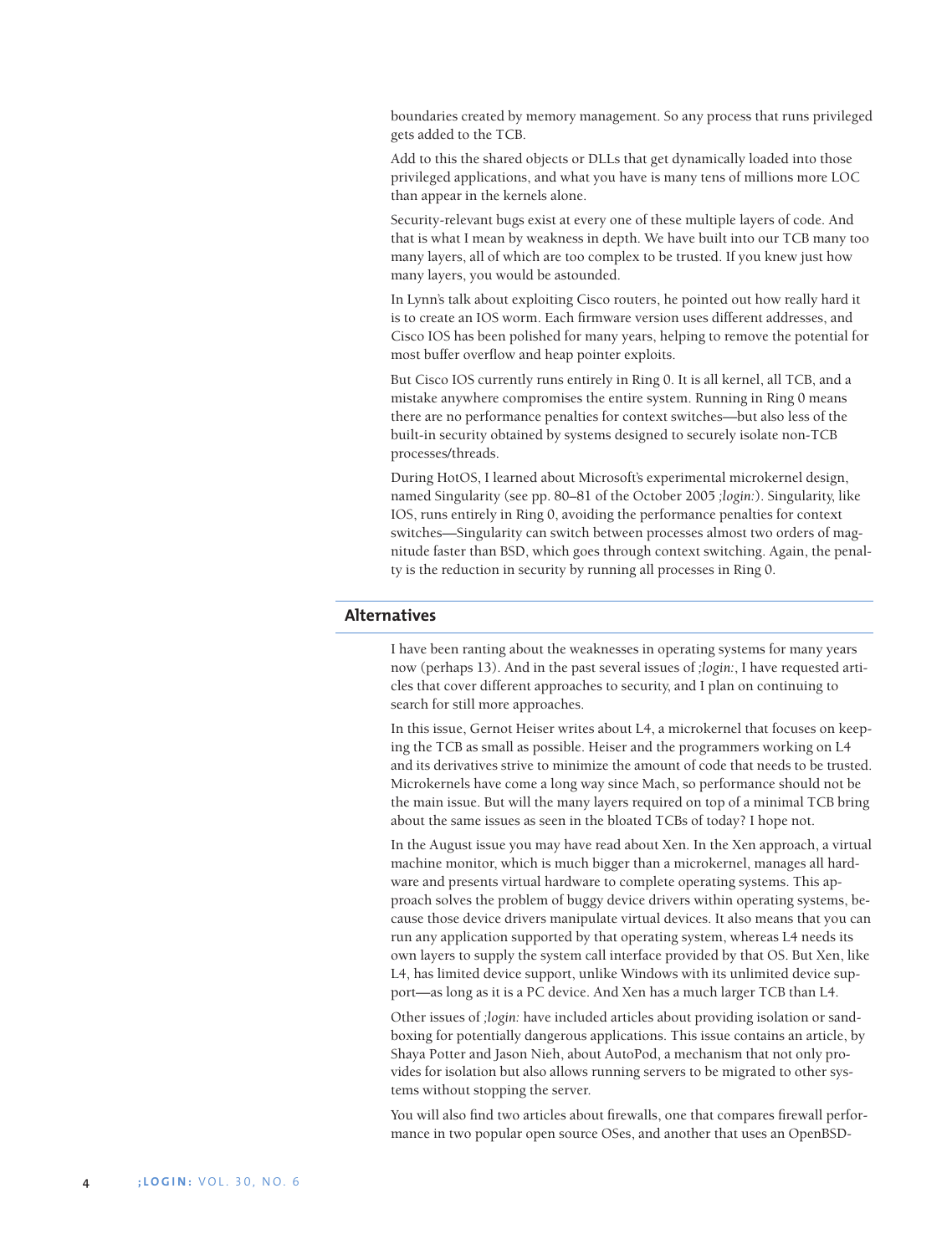boundaries created by memory management. So any process that runs privileged gets added to the TCB.

Add to this the shared objects or DLLs that get dynamically loaded into those privileged applications, and what you have is many tens of millions more LOC than appear in the kernels alone.

Security-relevant bugs exist at every one of these multiple layers of code. And that is what I mean by weakness in depth. We have built into our TCB many too many layers, all of which are too complex to be trusted. If you knew just how many layers, you would be astounded.

In Lynn's talk about exploiting Cisco routers, he pointed out how really hard it is to create an IOS worm. Each firmware version uses different addresses, and Cisco IOS has been polished for many years, helping to remove the potential for most buffer overflow and heap pointer exploits.

But Cisco IOS currently runs entirely in Ring 0. It is all kernel, all TCB, and a mistake anywhere compromises the entire system. Running in Ring 0 means there are no performance penalties for context switches—but also less of the built-in security obtained by systems designed to securely isolate non-TCB processes/threads.

During HotOS, I learned about Microsoft's experimental microkernel design, named Singularity (see pp. 80–81 of the October 2005 *;login:*). Singularity, like IOS, runs entirely in Ring 0, avoiding the performance penalties for context switches—Singularity can switch between processes almost two orders of magnitude faster than BSD, which goes through context switching. Again, the penalty is the reduction in security by running all processes in Ring 0.

## Alternatives

I have been ranting about the weaknesses in operating systems for many years now (perhaps 13). And in the past several issues of *;login:*, I have requested articles that cover different approaches to security, and I plan on continuing to search for still more approaches.

In this issue, Gernot Heiser writes about L4, a microkernel that focuses on keeping the TCB as small as possible. Heiser and the programmers working on L4 and its derivatives strive to minimize the amount of code that needs to be trusted. Microkernels have come a long way since Mach, so performance should not be the main issue. But will the many layers required on top of a minimal TCB bring about the same issues as seen in the bloated TCBs of today? I hope not.

In the August issue you may have read about Xen. In the Xen approach, a virtual machine monitor, which is much bigger than a microkernel, manages all hardware and presents virtual hardware to complete operating systems. This approach solves the problem of buggy device drivers within operating systems, because those device drivers manipulate virtual devices. It also means that you can run any application supported by that operating system, whereas L4 needs its own layers to supply the system call interface provided by that OS. But Xen, like L4, has limited device support, unlike Windows with its unlimited device support—as long as it is a PC device. And Xen has a much larger TCB than L4.

Other issues of *;login:* have included articles about providing isolation or sandboxing for potentially dangerous applications. This issue contains an article, by Shaya Potter and Jason Nieh, about AutoPod, a mechanism that not only provides for isolation but also allows running servers to be migrated to other systems without stopping the server.

You will also find two articles about firewalls, one that compares firewall performance in two popular open source OSes, and another that uses an OpenBSD-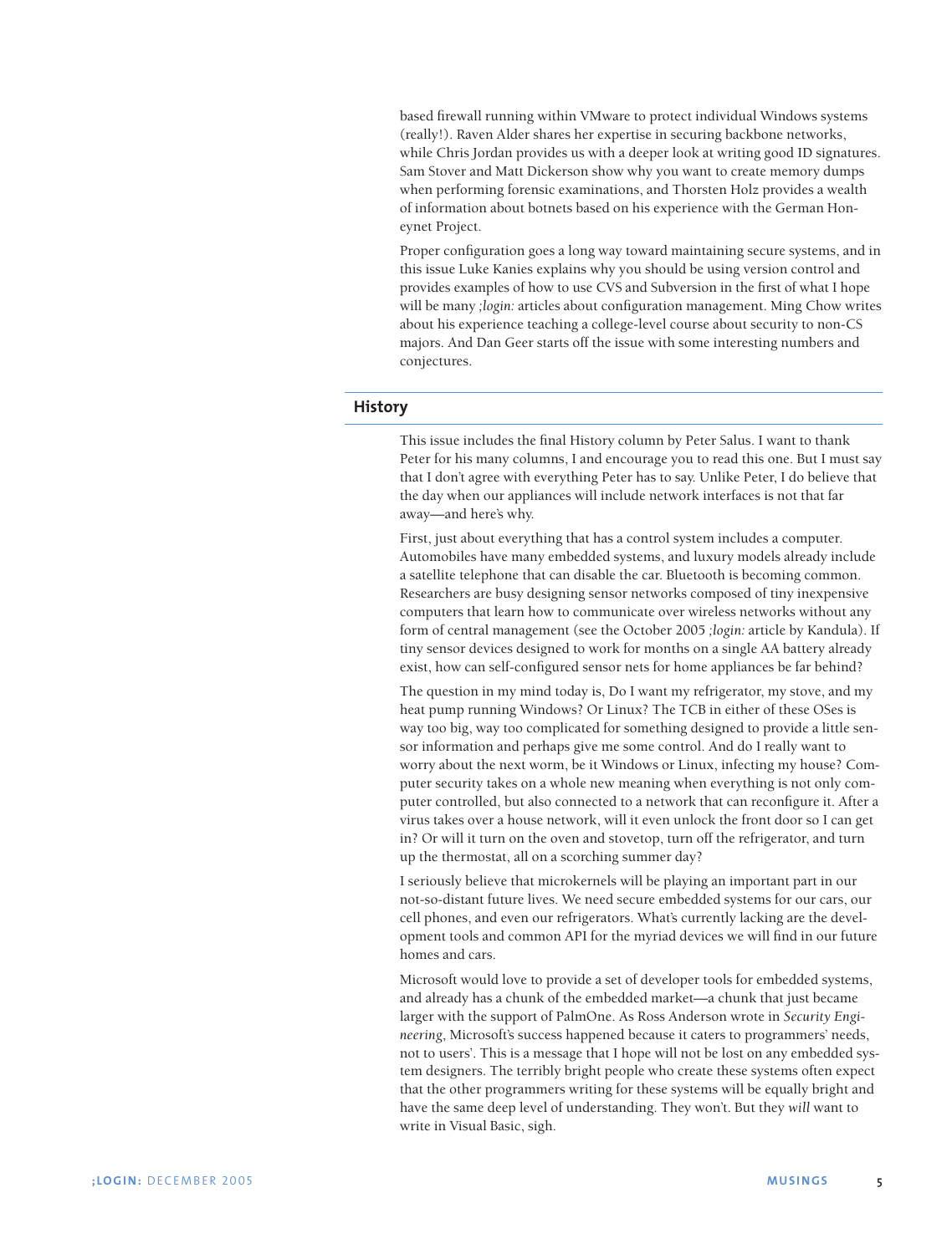based firewall running within VMware to protect individual Windows systems (really!). Raven Alder shares her expertise in securing backbone networks, while Chris Jordan provides us with a deeper look at writing good ID signatures. Sam Stover and Matt Dickerson show why you want to create memory dumps when performing forensic examinations, and Thorsten Holz provides a wealth of information about botnets based on his experience with the German Honeynet Project.

Proper configuration goes a long way toward maintaining secure systems, and in this issue Luke Kanies explains why you should be using version control and provides examples of how to use CVS and Subversion in the first of what I hope will be many *;login:* articles about configuration management. Ming Chow writes about his experience teaching a college-level course about security to non-CS majors. And Dan Geer starts off the issue with some interesting numbers and conjectures.

## History

This issue includes the final History column by Peter Salus. I want to thank Peter for his many columns, I and encourage you to read this one. But I must say that I don't agree with everything Peter has to say. Unlike Peter, I do believe that the day when our appliances will include network interfaces is not that far away—and here's why.

First, just about everything that has a control system includes a computer. Automobiles have many embedded systems, and luxury models already include a satellite telephone that can disable the car. Bluetooth is becoming common. Researchers are busy designing sensor networks composed of tiny inexpensive computers that learn how to communicate over wireless networks without any form of central management (see the October 2005 *;login:* article by Kandula). If tiny sensor devices designed to work for months on a single AA battery already exist, how can self-configured sensor nets for home appliances be far behind?

The question in my mind today is, Do I want my refrigerator, my stove, and my heat pump running Windows? Or Linux? The TCB in either of these OSes is way too big, way too complicated for something designed to provide a little sensor information and perhaps give me some control. And do I really want to worry about the next worm, be it Windows or Linux, infecting my house? Computer security takes on a whole new meaning when everything is not only computer controlled, but also connected to a network that can reconfigure it. After a virus takes over a house network, will it even unlock the front door so I can get in? Or will it turn on the oven and stovetop, turn off the refrigerator, and turn up the thermostat, all on a scorching summer day?

I seriously believe that microkernels will be playing an important part in our not-so-distant future lives. We need secure embedded systems for our cars, our cell phones, and even our refrigerators. What's currently lacking are the development tools and common API for the myriad devices we will find in our future homes and cars.

Microsoft would love to provide a set of developer tools for embedded systems, and already has a chunk of the embedded market—a chunk that just became larger with the support of PalmOne. As Ross Anderson wrote in *Security Engineering*, Microsoft's success happened because it caters to programmers' needs, not to users'. This is a message that I hope will not be lost on any embedded system designers. The terribly bright people who create these systems often expect that the other programmers writing for these systems will be equally bright and have the same deep level of understanding. They won't. But they *will* want to write in Visual Basic, sigh.